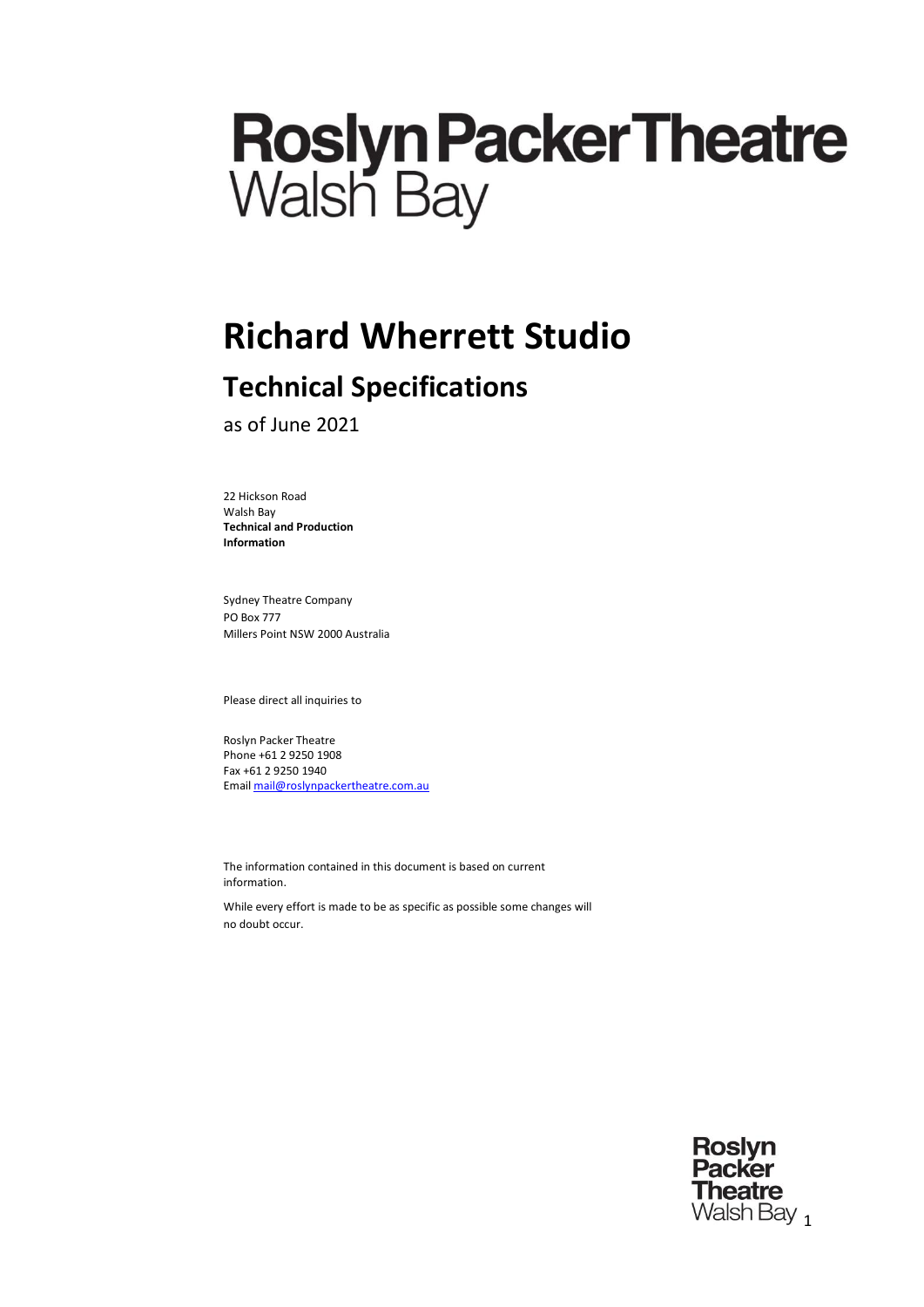# Roslyn Packer Theatre
Walsh Bay

# Richard Wherrett Studio

## Technical Specifications

as of June 2021

22 Hickson Road
Walsh Bay
**Technical and Production Information**

Sydney Theatre Company
PO Box 777
Millers Point NSW 2000 Australia

Please direct all inquiries to

Roslyn Packer Theatre
Phone +61 2 9250 1908
Fax +61 2 9250 1940
Email mail@roslynpackertheatre.com.au

The information contained in this document is based on current information.

While every effort is made to be as specific as possible some changes will no doubt occur.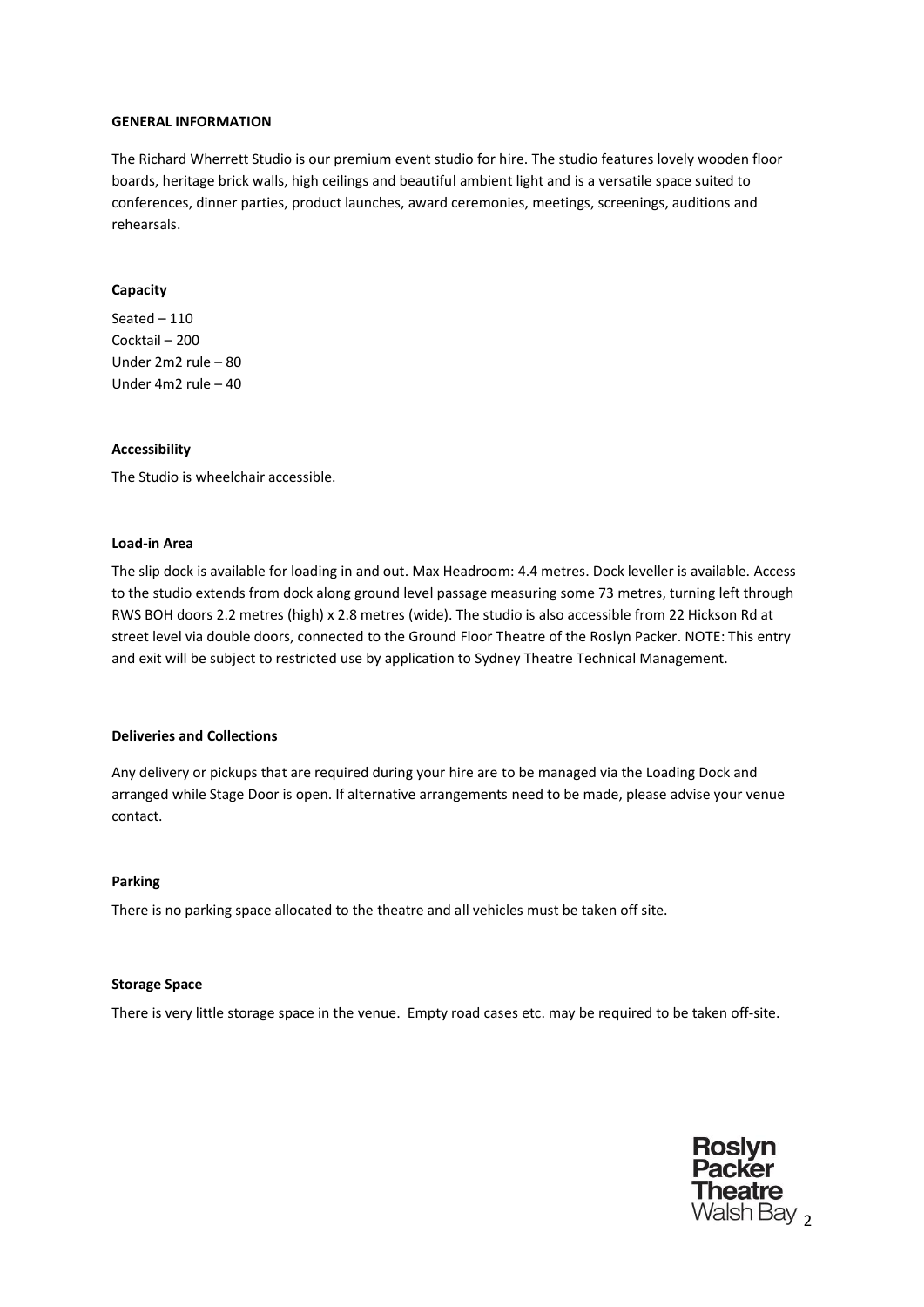## GENERAL INFORMATION

The Richard Wherrett Studio is our premium event studio for hire. The studio features lovely wooden floor boards, heritage brick walls, high ceilings and beautiful ambient light and is a versatile space suited to conferences, dinner parties, product launches, award ceremonies, meetings, screenings, auditions and rehearsals.

### Capacity

Seated – 110
Cocktail – 200
Under 2m2 rule – 80
Under 4m2 rule – 40

### Accessibility

The Studio is wheelchair accessible.

### Load-in Area

The slip dock is available for loading in and out. Max Headroom: 4.4 metres. Dock leveller is available. Access to the studio extends from dock along ground level passage measuring some 73 metres, turning left through RWS BOH doors 2.2 metres (high) x 2.8 metres (wide). The studio is also accessible from 22 Hickson Rd at street level via double doors, connected to the Ground Floor Theatre of the Roslyn Packer. NOTE: This entry and exit will be subject to restricted use by application to Sydney Theatre Technical Management.

### Deliveries and Collections

Any delivery or pickups that are required during your hire are to be managed via the Loading Dock and arranged while Stage Door is open. If alternative arrangements need to be made, please advise your venue contact.

### Parking

There is no parking space allocated to the theatre and all vehicles must be taken off site.

### Storage Space

There is very little storage space in the venue. Empty road cases etc. may be required to be taken off-site.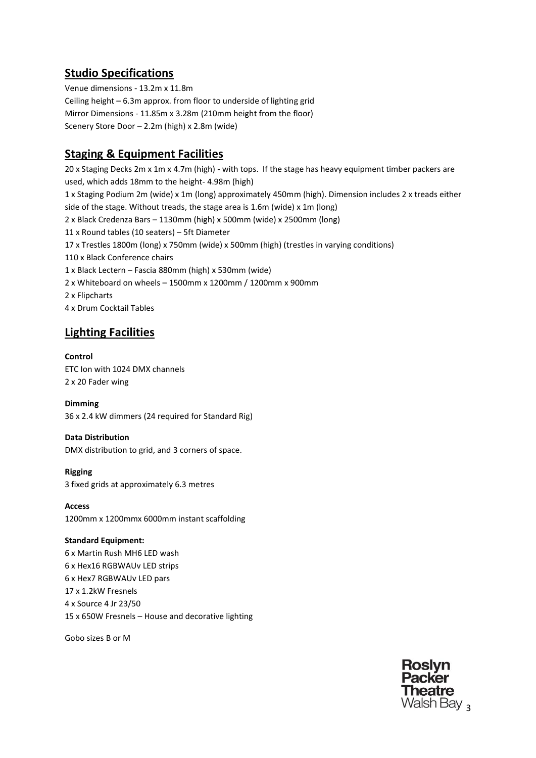## Studio Specifications

Venue dimensions - 13.2m x 11.8m
Ceiling height – 6.3m approx. from floor to underside of lighting grid
Mirror Dimensions - 11.85m x 3.28m (210mm height from the floor)
Scenery Store Door – 2.2m (high) x 2.8m (wide)

## Staging & Equipment Facilities

20 x Staging Decks 2m x 1m x 4.7m (high) - with tops. If the stage has heavy equipment timber packers are used, which adds 18mm to the height- 4.98m (high)
1 x Staging Podium 2m (wide) x 1m (long) approximately 450mm (high). Dimension includes 2 x treads either side of the stage. Without treads, the stage area is 1.6m (wide) x 1m (long)
2 x Black Credenza Bars – 1130mm (high) x 500mm (wide) x 2500mm (long)
11 x Round tables (10 seaters) – 5ft Diameter
17 x Trestles 1800m (long) x 750mm (wide) x 500mm (high) (trestles in varying conditions)
110 x Black Conference chairs
1 x Black Lectern – Fascia 880mm (high) x 530mm (wide)
2 x Whiteboard on wheels – 1500mm x 1200mm / 1200mm x 900mm
2 x Flipcharts
4 x Drum Cocktail Tables

## Lighting Facilities

**Control**
ETC Ion with 1024 DMX channels
2 x 20 Fader wing

**Dimming**
36 x 2.4 kW dimmers (24 required for Standard Rig)

**Data Distribution**
DMX distribution to grid, and 3 corners of space.

**Rigging**
3 fixed grids at approximately 6.3 metres

**Access**
1200mm x 1200mmx 6000mm instant scaffolding

**Standard Equipment:**
6 x Martin Rush MH6 LED wash
6 x Hex16 RGBWAUv LED strips
6 x Hex7 RGBWAUv LED pars
17 x 1.2kW Fresnels
4 x Source 4 Jr 23/50
15 x 650W Fresnels – House and decorative lighting

Gobo sizes B or M

Roslyn Packer Theatre Walsh Bay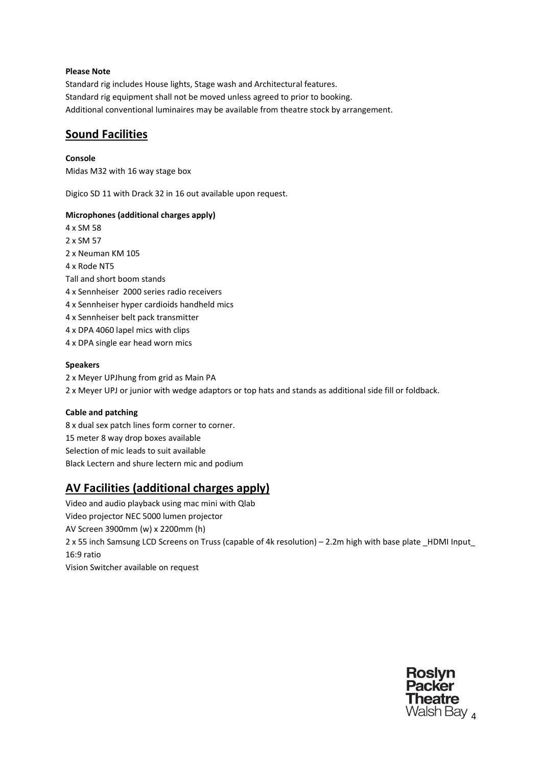**Please Note**

Standard rig includes House lights, Stage wash and Architectural features.
Standard rig equipment shall not be moved unless agreed to prior to booking.
Additional conventional luminaires may be available from theatre stock by arrangement.

## Sound Facilities

**Console**

Midas M32 with 16 way stage box

Digico SD 11 with Drack 32 in 16 out available upon request.

**Microphones (additional charges apply)**

4 x SM 58
2 x SM 57
2 x Neuman KM 105
4 x Rode NT5
Tall and short boom stands
4 x Sennheiser 2000 series radio receivers
4 x Sennheiser hyper cardioids handheld mics
4 x Sennheiser belt pack transmitter
4 x DPA 4060 lapel mics with clips
4 x DPA single ear head worn mics

**Speakers**

2 x Meyer UPJhung from grid as Main PA
2 x Meyer UPJ or junior with wedge adaptors or top hats and stands as additional side fill or foldback.

**Cable and patching**

8 x dual sex patch lines form corner to corner.
15 meter 8 way drop boxes available
Selection of mic leads to suit available
Black Lectern and shure lectern mic and podium

## AV Facilities (additional charges apply)

Video and audio playback using mac mini with Qlab
Video projector NEC 5000 lumen projector
AV Screen 3900mm (w) x 2200mm (h)
2 x 55 inch Samsung LCD Screens on Truss (capable of 4k resolution) – 2.2m high with base plate _HDMI Input_ 16:9 ratio
Vision Switcher available on request